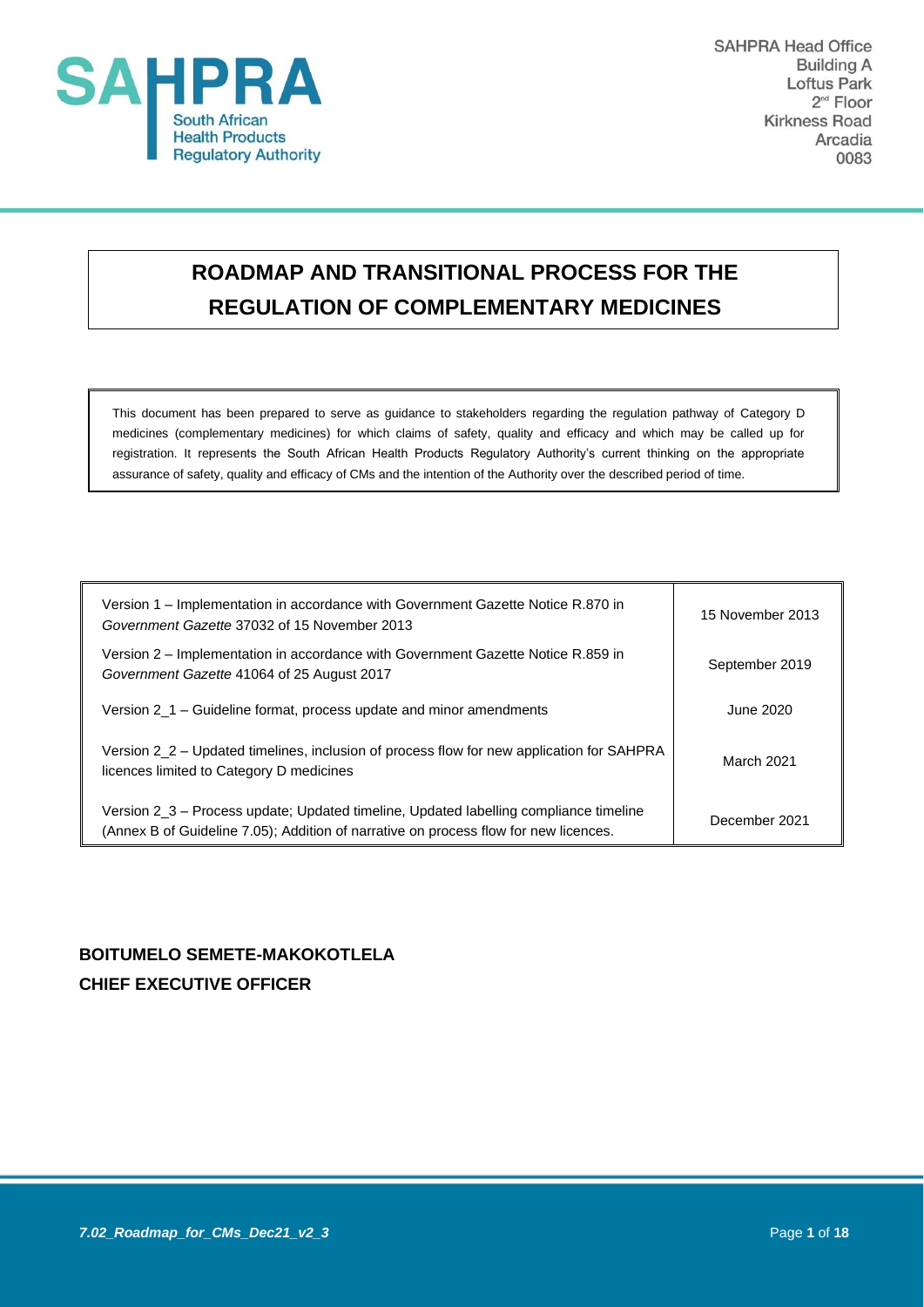SAHPRA Head Office
Building A
Loftus Park
2nd Floor
Kirkness Road
Arcadia
0083

# ROADMAP AND TRANSITIONAL PROCESS FOR THE REGULATION OF COMPLEMENTARY MEDICINES

This document has been prepared to serve as guidance to stakeholders regarding the regulation pathway of Category D medicines (complementary medicines) for which claims of safety, quality and efficacy and which may be called up for registration. It represents the South African Health Products Regulatory Authority's current thinking on the appropriate assurance of safety, quality and efficacy of CMs and the intention of the Authority over the described period of time.

| | |
|---|---|
| Version 1 – Implementation in accordance with Government Gazette Notice R.870 in *Government Gazette* 37032 of 15 November 2013 | 15 November 2013 |
| Version 2 – Implementation in accordance with Government Gazette Notice R.859 in *Government Gazette* 41064 of 25 August 2017 | September 2019 |
| Version 2_1 – Guideline format, process update and minor amendments | June 2020 |
| Version 2_2 – Updated timelines, inclusion of process flow for new application for SAHPRA licences limited to Category D medicines | March 2021 |
| Version 2_3 – Process update; Updated timeline, Updated labelling compliance timeline (Annex B of Guideline 7.05); Addition of narrative on process flow for new licences. | December 2021 |

**BOITUMELO SEMETE-MAKOKOTLELA**
**CHIEF EXECUTIVE OFFICER**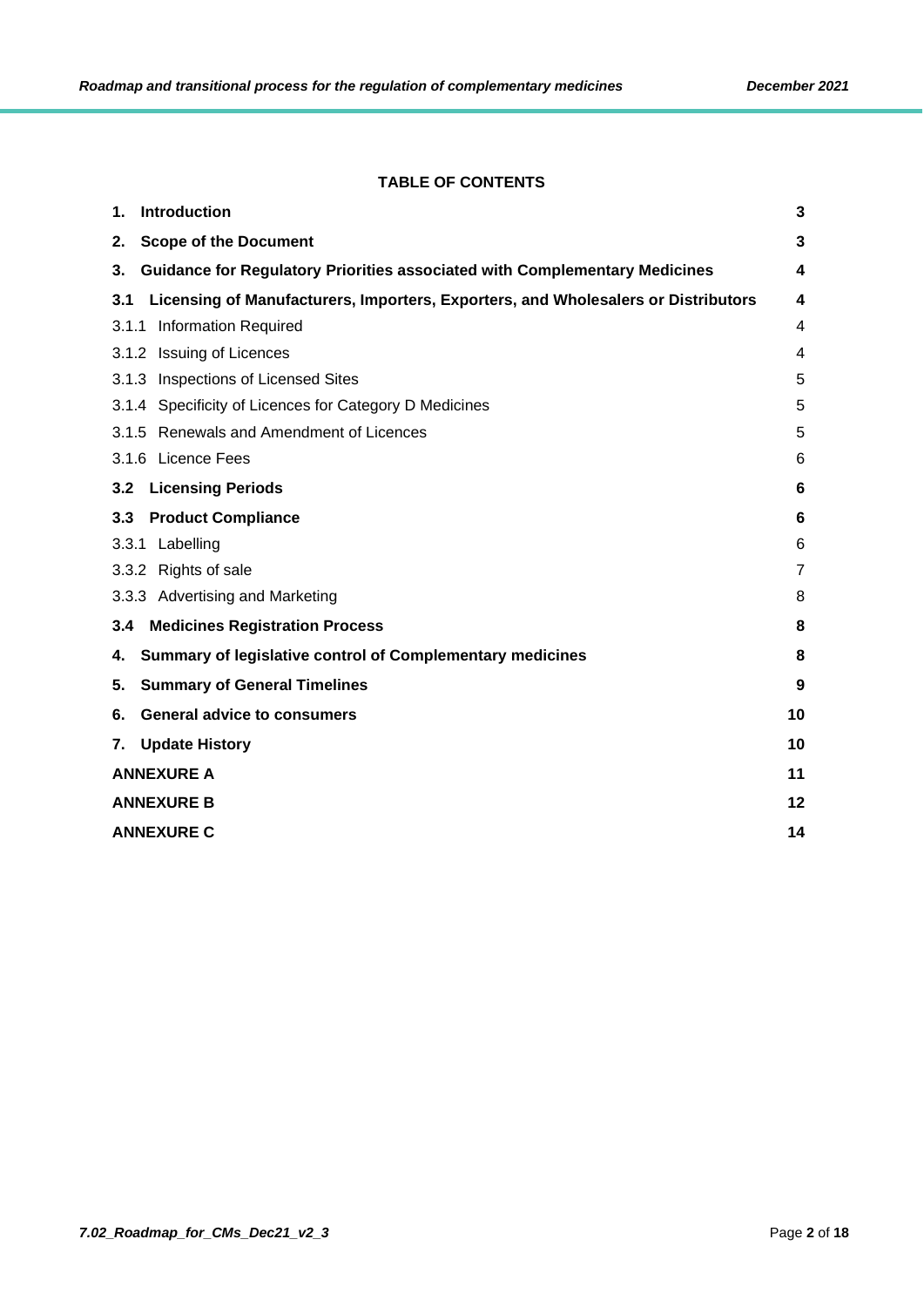**TABLE OF CONTENTS**

| | |
|---|---|
| **1. Introduction** | **3** |
| **2. Scope of the Document** | **3** |
| **3. Guidance for Regulatory Priorities associated with Complementary Medicines** | **4** |
| **3.1 Licensing of Manufacturers, Importers, Exporters, and Wholesalers or Distributors** | **4** |
| 3.1.1 Information Required | 4 |
| 3.1.2 Issuing of Licences | 4 |
| 3.1.3 Inspections of Licensed Sites | 5 |
| 3.1.4 Specificity of Licences for Category D Medicines | 5 |
| 3.1.5 Renewals and Amendment of Licences | 5 |
| 3.1.6 Licence Fees | 6 |
| **3.2 Licensing Periods** | **6** |
| **3.3 Product Compliance** | **6** |
| 3.3.1 Labelling | 6 |
| 3.3.2 Rights of sale | 7 |
| 3.3.3 Advertising and Marketing | 8 |
| **3.4 Medicines Registration Process** | **8** |
| **4. Summary of legislative control of Complementary medicines** | **8** |
| **5. Summary of General Timelines** | **9** |
| **6. General advice to consumers** | **10** |
| **7. Update History** | **10** |
| **ANNEXURE A** | **11** |
| **ANNEXURE B** | **12** |
| **ANNEXURE C** | **14** |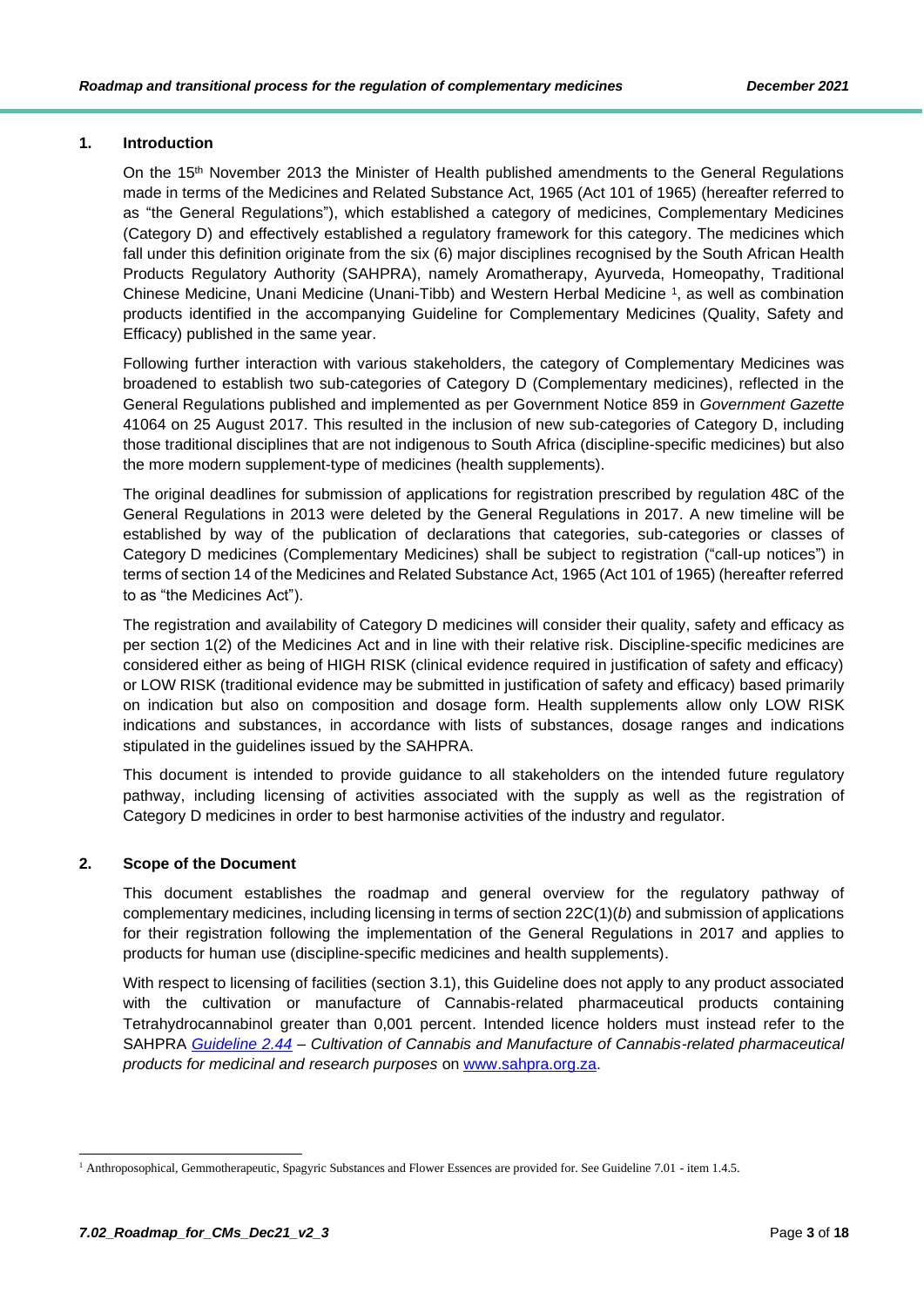## 1. Introduction

On the 15th November 2013 the Minister of Health published amendments to the General Regulations made in terms of the Medicines and Related Substance Act, 1965 (Act 101 of 1965) (hereafter referred to as "the General Regulations"), which established a category of medicines, Complementary Medicines (Category D) and effectively established a regulatory framework for this category. The medicines which fall under this definition originate from the six (6) major disciplines recognised by the South African Health Products Regulatory Authority (SAHPRA), namely Aromatherapy, Ayurveda, Homeopathy, Traditional Chinese Medicine, Unani Medicine (Unani-Tibb) and Western Herbal Medicine [1], as well as combination products identified in the accompanying Guideline for Complementary Medicines (Quality, Safety and Efficacy) published in the same year.

Following further interaction with various stakeholders, the category of Complementary Medicines was broadened to establish two sub-categories of Category D (Complementary medicines), reflected in the General Regulations published and implemented as per Government Notice 859 in *Government Gazette* 41064 on 25 August 2017. This resulted in the inclusion of new sub-categories of Category D, including those traditional disciplines that are not indigenous to South Africa (discipline-specific medicines) but also the more modern supplement-type of medicines (health supplements).

The original deadlines for submission of applications for registration prescribed by regulation 48C of the General Regulations in 2013 were deleted by the General Regulations in 2017. A new timeline will be established by way of the publication of declarations that categories, sub-categories or classes of Category D medicines (Complementary Medicines) shall be subject to registration ("call-up notices") in terms of section 14 of the Medicines and Related Substance Act, 1965 (Act 101 of 1965) (hereafter referred to as "the Medicines Act").

The registration and availability of Category D medicines will consider their quality, safety and efficacy as per section 1(2) of the Medicines Act and in line with their relative risk. Discipline-specific medicines are considered either as being of HIGH RISK (clinical evidence required in justification of safety and efficacy) or LOW RISK (traditional evidence may be submitted in justification of safety and efficacy) based primarily on indication but also on composition and dosage form. Health supplements allow only LOW RISK indications and substances, in accordance with lists of substances, dosage ranges and indications stipulated in the guidelines issued by the SAHPRA.

This document is intended to provide guidance to all stakeholders on the intended future regulatory pathway, including licensing of activities associated with the supply as well as the registration of Category D medicines in order to best harmonise activities of the industry and regulator.

## 2. Scope of the Document

This document establishes the roadmap and general overview for the regulatory pathway of complementary medicines, including licensing in terms of section 22C(1)(*b*) and submission of applications for their registration following the implementation of the General Regulations in 2017 and applies to products for human use (discipline-specific medicines and health supplements).

With respect to licensing of facilities (section 3.1), this Guideline does not apply to any product associated with the cultivation or manufacture of Cannabis-related pharmaceutical products containing Tetrahydrocannabinol greater than 0,001 percent. Intended licence holders must instead refer to the SAHPRA *Guideline 2.44 – Cultivation of Cannabis and Manufacture of Cannabis-related pharmaceutical products for medicinal and research purposes* on www.sahpra.org.za.

---

[1] Anthroposophical, Gemmotherapeutic, Spagyric Substances and Flower Essences are provided for. See Guideline 7.01 - item 1.4.5.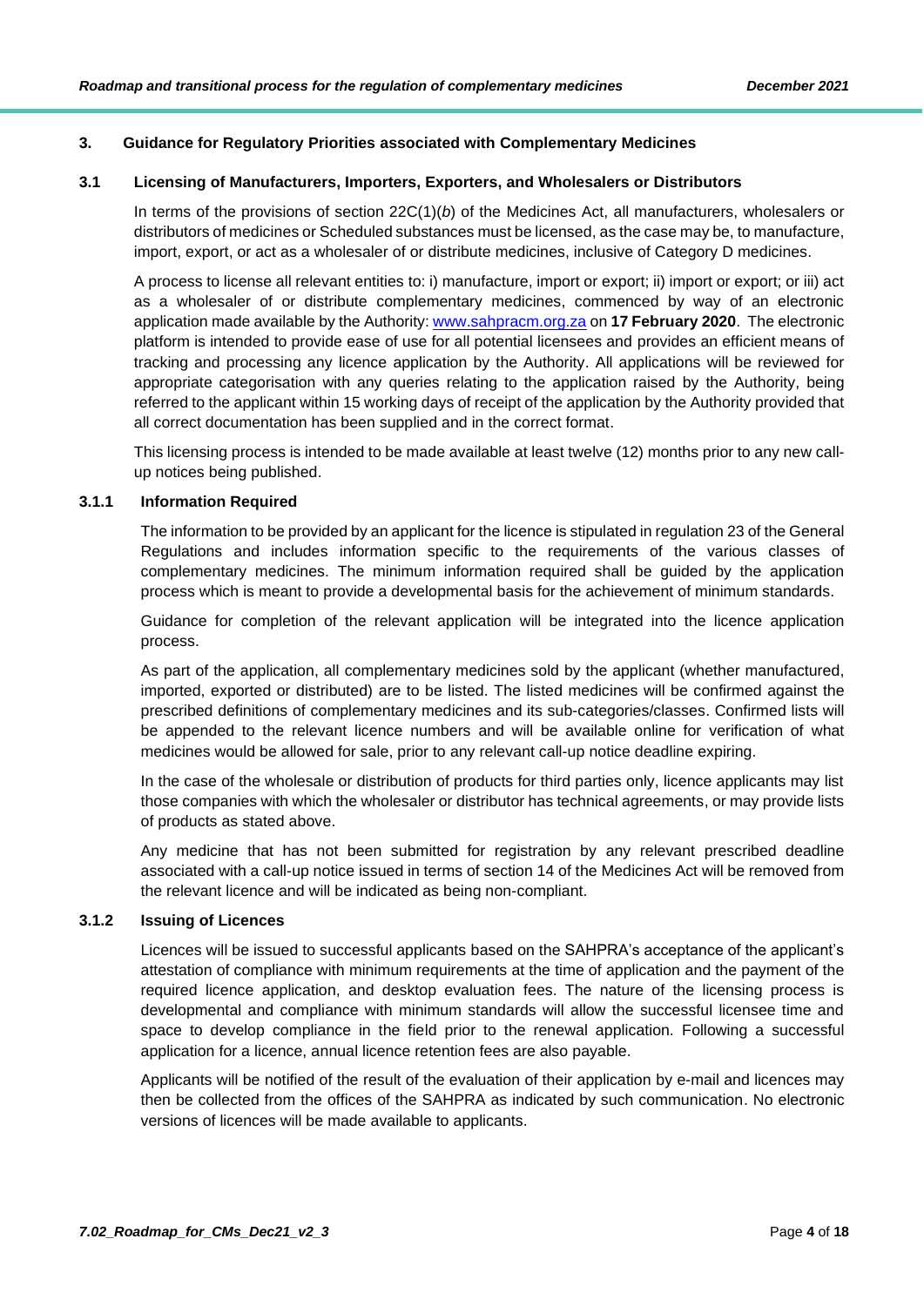## 3. Guidance for Regulatory Priorities associated with Complementary Medicines

### 3.1 Licensing of Manufacturers, Importers, Exporters, and Wholesalers or Distributors

In terms of the provisions of section 22C(1)(*b*) of the Medicines Act, all manufacturers, wholesalers or distributors of medicines or Scheduled substances must be licensed, as the case may be, to manufacture, import, export, or act as a wholesaler of or distribute medicines, inclusive of Category D medicines.

A process to license all relevant entities to: i) manufacture, import or export; ii) import or export; or iii) act as a wholesaler of or distribute complementary medicines, commenced by way of an electronic application made available by the Authority: [www.sahpracm.org.za](http://www.sahpracm.org.za) on **17 February 2020**. The electronic platform is intended to provide ease of use for all potential licensees and provides an efficient means of tracking and processing any licence application by the Authority. All applications will be reviewed for appropriate categorisation with any queries relating to the application raised by the Authority, being referred to the applicant within 15 working days of receipt of the application by the Authority provided that all correct documentation has been supplied and in the correct format.

This licensing process is intended to be made available at least twelve (12) months prior to any new call-up notices being published.

#### 3.1.1 Information Required

The information to be provided by an applicant for the licence is stipulated in regulation 23 of the General Regulations and includes information specific to the requirements of the various classes of complementary medicines. The minimum information required shall be guided by the application process which is meant to provide a developmental basis for the achievement of minimum standards.

Guidance for completion of the relevant application will be integrated into the licence application process.

As part of the application, all complementary medicines sold by the applicant (whether manufactured, imported, exported or distributed) are to be listed. The listed medicines will be confirmed against the prescribed definitions of complementary medicines and its sub-categories/classes. Confirmed lists will be appended to the relevant licence numbers and will be available online for verification of what medicines would be allowed for sale, prior to any relevant call-up notice deadline expiring.

In the case of the wholesale or distribution of products for third parties only, licence applicants may list those companies with which the wholesaler or distributor has technical agreements, or may provide lists of products as stated above.

Any medicine that has not been submitted for registration by any relevant prescribed deadline associated with a call-up notice issued in terms of section 14 of the Medicines Act will be removed from the relevant licence and will be indicated as being non-compliant.

#### 3.1.2 Issuing of Licences

Licences will be issued to successful applicants based on the SAHPRA's acceptance of the applicant's attestation of compliance with minimum requirements at the time of application and the payment of the required licence application, and desktop evaluation fees. The nature of the licensing process is developmental and compliance with minimum standards will allow the successful licensee time and space to develop compliance in the field prior to the renewal application. Following a successful application for a licence, annual licence retention fees are also payable.

Applicants will be notified of the result of the evaluation of their application by e-mail and licences may then be collected from the offices of the SAHPRA as indicated by such communication. No electronic versions of licences will be made available to applicants.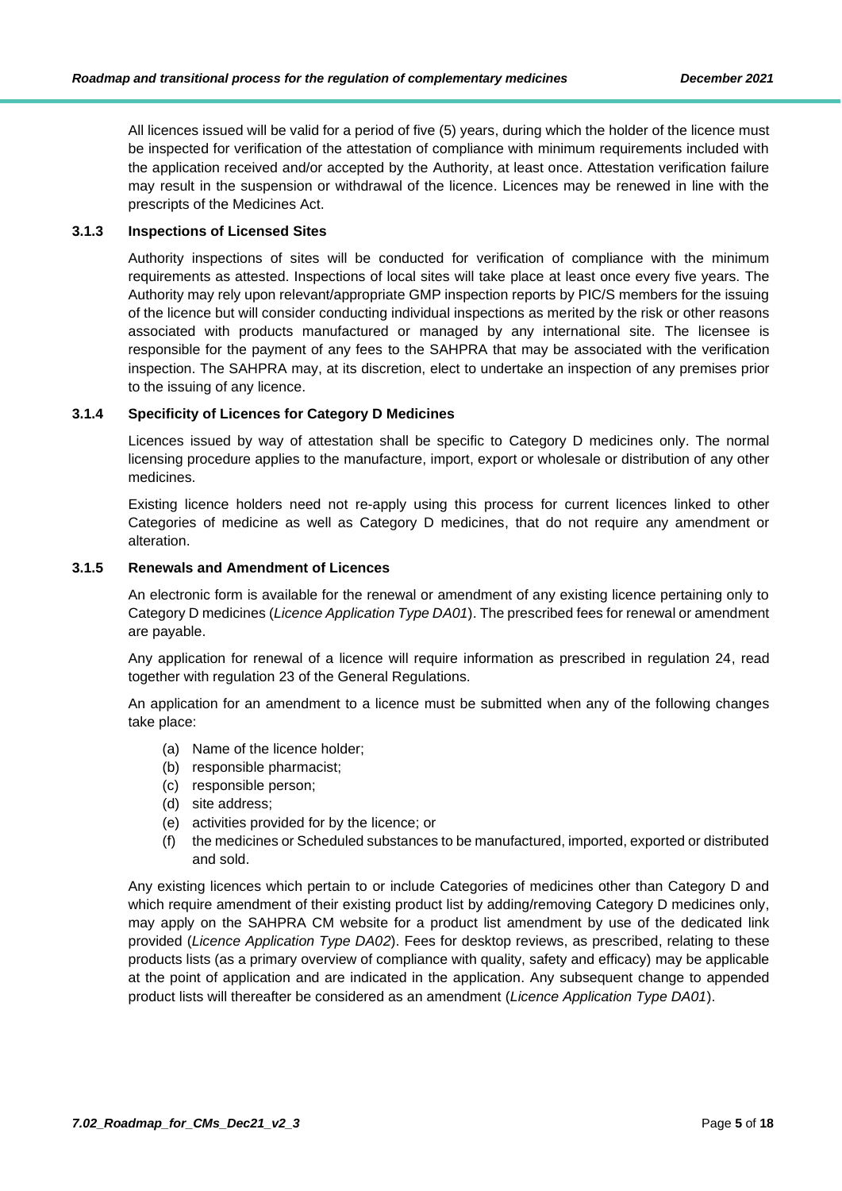All licences issued will be valid for a period of five (5) years, during which the holder of the licence must be inspected for verification of the attestation of compliance with minimum requirements included with the application received and/or accepted by the Authority, at least once. Attestation verification failure may result in the suspension or withdrawal of the licence. Licences may be renewed in line with the prescripts of the Medicines Act.

### 3.1.3 Inspections of Licensed Sites

Authority inspections of sites will be conducted for verification of compliance with the minimum requirements as attested. Inspections of local sites will take place at least once every five years. The Authority may rely upon relevant/appropriate GMP inspection reports by PIC/S members for the issuing of the licence but will consider conducting individual inspections as merited by the risk or other reasons associated with products manufactured or managed by any international site. The licensee is responsible for the payment of any fees to the SAHPRA that may be associated with the verification inspection. The SAHPRA may, at its discretion, elect to undertake an inspection of any premises prior to the issuing of any licence.

### 3.1.4 Specificity of Licences for Category D Medicines

Licences issued by way of attestation shall be specific to Category D medicines only. The normal licensing procedure applies to the manufacture, import, export or wholesale or distribution of any other medicines.

Existing licence holders need not re-apply using this process for current licences linked to other Categories of medicine as well as Category D medicines, that do not require any amendment or alteration.

### 3.1.5 Renewals and Amendment of Licences

An electronic form is available for the renewal or amendment of any existing licence pertaining only to Category D medicines (*Licence Application Type DA01*). The prescribed fees for renewal or amendment are payable.

Any application for renewal of a licence will require information as prescribed in regulation 24, read together with regulation 23 of the General Regulations.

An application for an amendment to a licence must be submitted when any of the following changes take place:

(a) Name of the licence holder;
(b) responsible pharmacist;
(c) responsible person;
(d) site address;
(e) activities provided for by the licence; or
(f) the medicines or Scheduled substances to be manufactured, imported, exported or distributed and sold.

Any existing licences which pertain to or include Categories of medicines other than Category D and which require amendment of their existing product list by adding/removing Category D medicines only, may apply on the SAHPRA CM website for a product list amendment by use of the dedicated link provided (*Licence Application Type DA02*). Fees for desktop reviews, as prescribed, relating to these products lists (as a primary overview of compliance with quality, safety and efficacy) may be applicable at the point of application and are indicated in the application. Any subsequent change to appended product lists will thereafter be considered as an amendment (*Licence Application Type DA01*).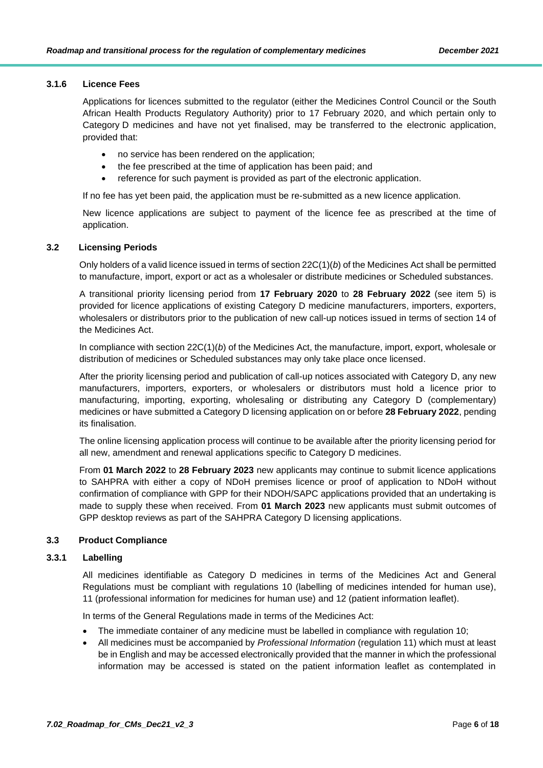### 3.1.6 Licence Fees

Applications for licences submitted to the regulator (either the Medicines Control Council or the South African Health Products Regulatory Authority) prior to 17 February 2020, and which pertain only to Category D medicines and have not yet finalised, may be transferred to the electronic application, provided that:

- no service has been rendered on the application;
- the fee prescribed at the time of application has been paid; and
- reference for such payment is provided as part of the electronic application.

If no fee has yet been paid, the application must be re-submitted as a new licence application.

New licence applications are subject to payment of the licence fee as prescribed at the time of application.

## 3.2 Licensing Periods

Only holders of a valid licence issued in terms of section 22C(1)(*b*) of the Medicines Act shall be permitted to manufacture, import, export or act as a wholesaler or distribute medicines or Scheduled substances.

A transitional priority licensing period from **17 February 2020** to **28 February 2022** (see item 5) is provided for licence applications of existing Category D medicine manufacturers, importers, exporters, wholesalers or distributors prior to the publication of new call-up notices issued in terms of section 14 of the Medicines Act.

In compliance with section 22C(1)(*b*) of the Medicines Act, the manufacture, import, export, wholesale or distribution of medicines or Scheduled substances may only take place once licensed.

After the priority licensing period and publication of call-up notices associated with Category D, any new manufacturers, importers, exporters, or wholesalers or distributors must hold a licence prior to manufacturing, importing, exporting, wholesaling or distributing any Category D (complementary) medicines or have submitted a Category D licensing application on or before **28 February 2022**, pending its finalisation.

The online licensing application process will continue to be available after the priority licensing period for all new, amendment and renewal applications specific to Category D medicines.

From **01 March 2022** to **28 February 2023** new applicants may continue to submit licence applications to SAHPRA with either a copy of NDoH premises licence or proof of application to NDoH without confirmation of compliance with GPP for their NDOH/SAPC applications provided that an undertaking is made to supply these when received. From **01 March 2023** new applicants must submit outcomes of GPP desktop reviews as part of the SAHPRA Category D licensing applications.

## 3.3 Product Compliance

### 3.3.1 Labelling

All medicines identifiable as Category D medicines in terms of the Medicines Act and General Regulations must be compliant with regulations 10 (labelling of medicines intended for human use), 11 (professional information for medicines for human use) and 12 (patient information leaflet).

In terms of the General Regulations made in terms of the Medicines Act:

- The immediate container of any medicine must be labelled in compliance with regulation 10;
- All medicines must be accompanied by *Professional Information* (regulation 11) which must at least be in English and may be accessed electronically provided that the manner in which the professional information may be accessed is stated on the patient information leaflet as contemplated in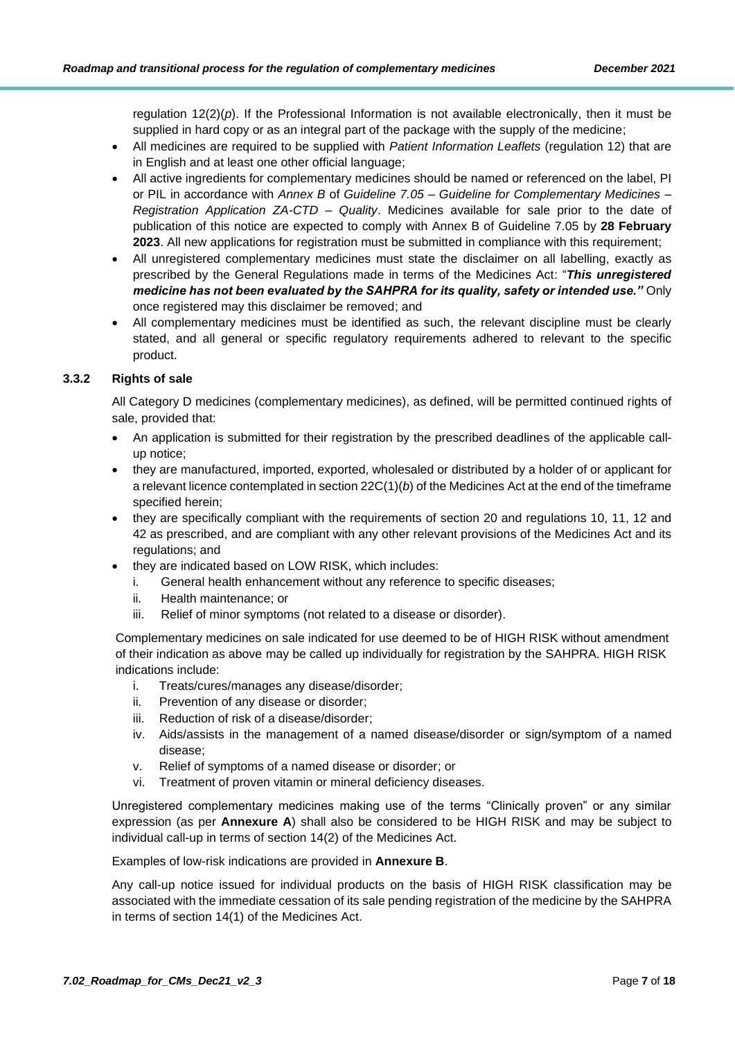regulation 12(2)(*p*). If the Professional Information is not available electronically, then it must be supplied in hard copy or as an integral part of the package with the supply of the medicine;

- All medicines are required to be supplied with *Patient Information Leaflets* (regulation 12) that are in English and at least one other official language;
- All active ingredients for complementary medicines should be named or referenced on the label, PI or PIL in accordance with *Annex B* of *Guideline 7.05 – Guideline for Complementary Medicines – Registration Application ZA-CTD – Quality*. Medicines available for sale prior to the date of publication of this notice are expected to comply with Annex B of Guideline 7.05 by **28 February 2023**. All new applications for registration must be submitted in compliance with this requirement;
- All unregistered complementary medicines must state the disclaimer on all labelling, exactly as prescribed by the General Regulations made in terms of the Medicines Act: "***This unregistered medicine has not been evaluated by the SAHPRA for its quality, safety or intended use."*** Only once registered may this disclaimer be removed; and
- All complementary medicines must be identified as such, the relevant discipline must be clearly stated, and all general or specific regulatory requirements adhered to relevant to the specific product.

### 3.3.2 Rights of sale

All Category D medicines (complementary medicines), as defined, will be permitted continued rights of sale, provided that:

- An application is submitted for their registration by the prescribed deadlines of the applicable call-up notice;
- they are manufactured, imported, exported, wholesaled or distributed by a holder of or applicant for a relevant licence contemplated in section 22C(1)(*b*) of the Medicines Act at the end of the timeframe specified herein;
- they are specifically compliant with the requirements of section 20 and regulations 10, 11, 12 and 42 as prescribed, and are compliant with any other relevant provisions of the Medicines Act and its regulations; and
- they are indicated based on LOW RISK, which includes:
  i. General health enhancement without any reference to specific diseases;
  ii. Health maintenance; or
  iii. Relief of minor symptoms (not related to a disease or disorder).

Complementary medicines on sale indicated for use deemed to be of HIGH RISK without amendment of their indication as above may be called up individually for registration by the SAHPRA. HIGH RISK indications include:

i. Treats/cures/manages any disease/disorder;
ii. Prevention of any disease or disorder;
iii. Reduction of risk of a disease/disorder;
iv. Aids/assists in the management of a named disease/disorder or sign/symptom of a named disease;
v. Relief of symptoms of a named disease or disorder; or
vi. Treatment of proven vitamin or mineral deficiency diseases.

Unregistered complementary medicines making use of the terms "Clinically proven" or any similar expression (as per **Annexure A**) shall also be considered to be HIGH RISK and may be subject to individual call-up in terms of section 14(2) of the Medicines Act.

Examples of low-risk indications are provided in **Annexure B**.

Any call-up notice issued for individual products on the basis of HIGH RISK classification may be associated with the immediate cessation of its sale pending registration of the medicine by the SAHPRA in terms of section 14(1) of the Medicines Act.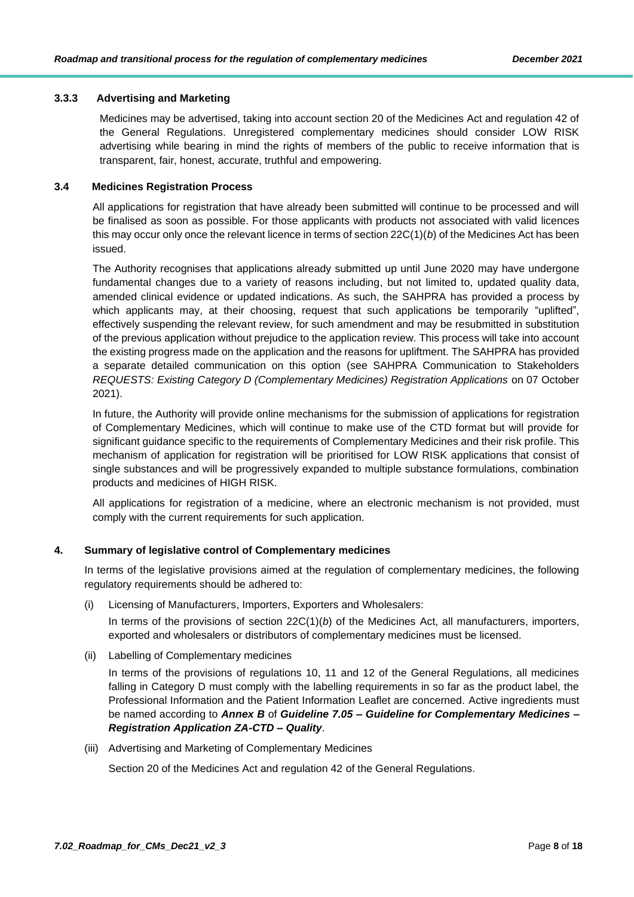#### 3.3.3 Advertising and Marketing

Medicines may be advertised, taking into account section 20 of the Medicines Act and regulation 42 of the General Regulations. Unregistered complementary medicines should consider LOW RISK advertising while bearing in mind the rights of members of the public to receive information that is transparent, fair, honest, accurate, truthful and empowering.

### 3.4 Medicines Registration Process

All applications for registration that have already been submitted will continue to be processed and will be finalised as soon as possible. For those applicants with products not associated with valid licences this may occur only once the relevant licence in terms of section 22C(1)(*b*) of the Medicines Act has been issued.

The Authority recognises that applications already submitted up until June 2020 may have undergone fundamental changes due to a variety of reasons including, but not limited to, updated quality data, amended clinical evidence or updated indications. As such, the SAHPRA has provided a process by which applicants may, at their choosing, request that such applications be temporarily "uplifted", effectively suspending the relevant review, for such amendment and may be resubmitted in substitution of the previous application without prejudice to the application review. This process will take into account the existing progress made on the application and the reasons for upliftment. The SAHPRA has provided a separate detailed communication on this option (see SAHPRA Communication to Stakeholders *REQUESTS: Existing Category D (Complementary Medicines) Registration Applications* on 07 October 2021).

In future, the Authority will provide online mechanisms for the submission of applications for registration of Complementary Medicines, which will continue to make use of the CTD format but will provide for significant guidance specific to the requirements of Complementary Medicines and their risk profile. This mechanism of application for registration will be prioritised for LOW RISK applications that consist of single substances and will be progressively expanded to multiple substance formulations, combination products and medicines of HIGH RISK.

All applications for registration of a medicine, where an electronic mechanism is not provided, must comply with the current requirements for such application.

## 4. Summary of legislative control of Complementary medicines

In terms of the legislative provisions aimed at the regulation of complementary medicines, the following regulatory requirements should be adhered to:

(i) Licensing of Manufacturers, Importers, Exporters and Wholesalers:

In terms of the provisions of section 22C(1)(*b*) of the Medicines Act, all manufacturers, importers, exported and wholesalers or distributors of complementary medicines must be licensed.

(ii) Labelling of Complementary medicines

In terms of the provisions of regulations 10, 11 and 12 of the General Regulations, all medicines falling in Category D must comply with the labelling requirements in so far as the product label, the Professional Information and the Patient Information Leaflet are concerned. Active ingredients must be named according to ***Annex B*** of ***Guideline 7.05 – Guideline for Complementary Medicines – Registration Application ZA-CTD – Quality***.

(iii) Advertising and Marketing of Complementary Medicines

Section 20 of the Medicines Act and regulation 42 of the General Regulations.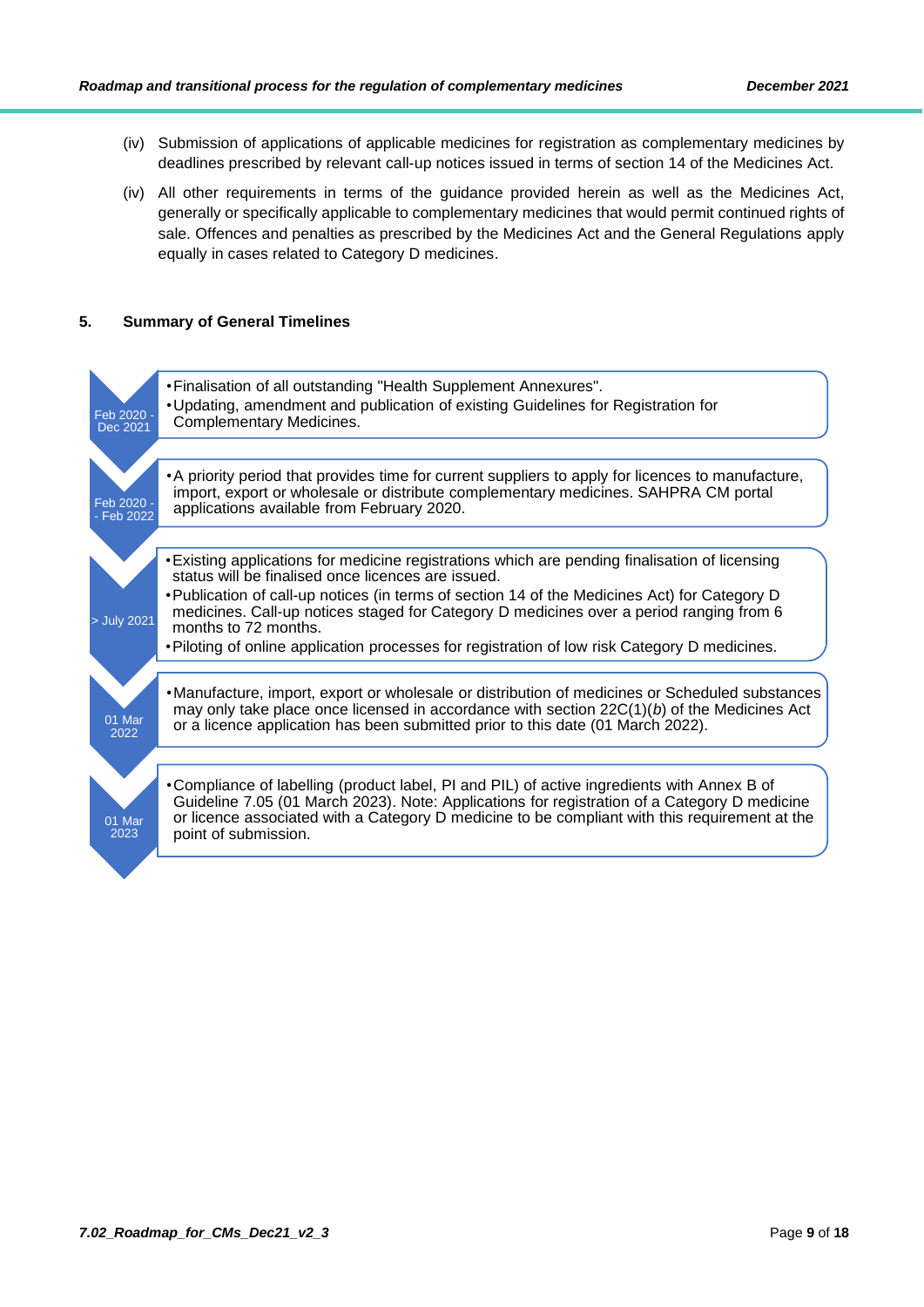(iv) Submission of applications of applicable medicines for registration as complementary medicines by deadlines prescribed by relevant call-up notices issued in terms of section 14 of the Medicines Act.

(iv) All other requirements in terms of the guidance provided herein as well as the Medicines Act, generally or specifically applicable to complementary medicines that would permit continued rights of sale. Offences and penalties as prescribed by the Medicines Act and the General Regulations apply equally in cases related to Category D medicines.

## 5. Summary of General Timelines

**Feb 2020 - Dec 2021**

- Finalisation of all outstanding "Health Supplement Annexures".
- Updating, amendment and publication of existing Guidelines for Registration for Complementary Medicines.

**Feb 2020 - Feb 2022**

- A priority period that provides time for current suppliers to apply for licences to manufacture, import, export or wholesale or distribute complementary medicines. SAHPRA CM portal applications available from February 2020.

**> July 2021**

- Existing applications for medicine registrations which are pending finalisation of licensing status will be finalised once licences are issued.
- Publication of call-up notices (in terms of section 14 of the Medicines Act) for Category D medicines. Call-up notices staged for Category D medicines over a period ranging from 6 months to 72 months.
- Piloting of online application processes for registration of low risk Category D medicines.

**01 Mar 2022**

- Manufacture, import, export or wholesale or distribution of medicines or Scheduled substances may only take place once licensed in accordance with section 22C(1)(*b*) of the Medicines Act or a licence application has been submitted prior to this date (01 March 2022).

**01 Mar 2023**

- Compliance of labelling (product label, PI and PIL) of active ingredients with Annex B of Guideline 7.05 (01 March 2023). Note: Applications for registration of a Category D medicine or licence associated with a Category D medicine to be compliant with this requirement at the point of submission.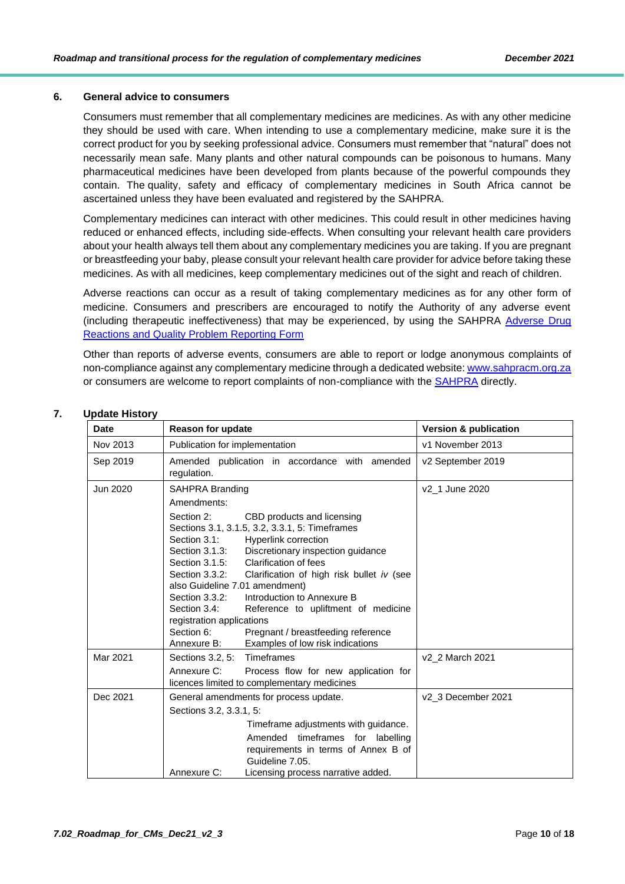## 6. General advice to consumers

Consumers must remember that all complementary medicines are medicines. As with any other medicine they should be used with care. When intending to use a complementary medicine, make sure it is the correct product for you by seeking professional advice. Consumers must remember that "natural" does not necessarily mean safe. Many plants and other natural compounds can be poisonous to humans. Many pharmaceutical medicines have been developed from plants because of the powerful compounds they contain. The quality, safety and efficacy of complementary medicines in South Africa cannot be ascertained unless they have been evaluated and registered by the SAHPRA.

Complementary medicines can interact with other medicines. This could result in other medicines having reduced or enhanced effects, including side-effects. When consulting your relevant health care providers about your health always tell them about any complementary medicines you are taking. If you are pregnant or breastfeeding your baby, please consult your relevant health care provider for advice before taking these medicines. As with all medicines, keep complementary medicines out of the sight and reach of children.

Adverse reactions can occur as a result of taking complementary medicines as for any other form of medicine. Consumers and prescribers are encouraged to notify the Authority of any adverse event (including therapeutic ineffectiveness) that may be experienced, by using the SAHPRA Adverse Drug Reactions and Quality Problem Reporting Form

Other than reports of adverse events, consumers are able to report or lodge anonymous complaints of non-compliance against any complementary medicine through a dedicated website: www.sahpracm.org.za or consumers are welcome to report complaints of non-compliance with the SAHPRA directly.

## 7. Update History

| Date | Reason for update | Version & publication |
|---|---|---|
| Nov 2013 | Publication for implementation | v1 November 2013 |
| Sep 2019 | Amended publication in accordance with amended regulation. | v2 September 2019 |
| Jun 2020 | SAHPRA Branding<br>Amendments:<br>Section 2: CBD products and licensing<br>Sections 3.1, 3.1.5, 3.2, 3.3.1, 5: Timeframes<br>Section 3.1: Hyperlink correction<br>Section 3.1.3: Discretionary inspection guidance<br>Section 3.1.5: Clarification of fees<br>Section 3.3.2: Clarification of high risk bullet *iv* (see also Guideline 7.01 amendment)<br>Section 3.3.2: Introduction to Annexure B<br>Section 3.4: Reference to upliftment of medicine registration applications<br>Section 6: Pregnant / breastfeeding reference<br>Annexure B: Examples of low risk indications | v2_1 June 2020 |
| Mar 2021 | Sections 3.2, 5: Timeframes<br>Annexure C: Process flow for new application for licences limited to complementary medicines | v2_2 March 2021 |
| Dec 2021 | General amendments for process update.<br>Sections 3.2, 3.3.1, 5:<br>Timeframe adjustments with guidance.<br>Amended timeframes for labelling requirements in terms of Annex B of Guideline 7.05.<br>Annexure C: Licensing process narrative added. | v2_3 December 2021 |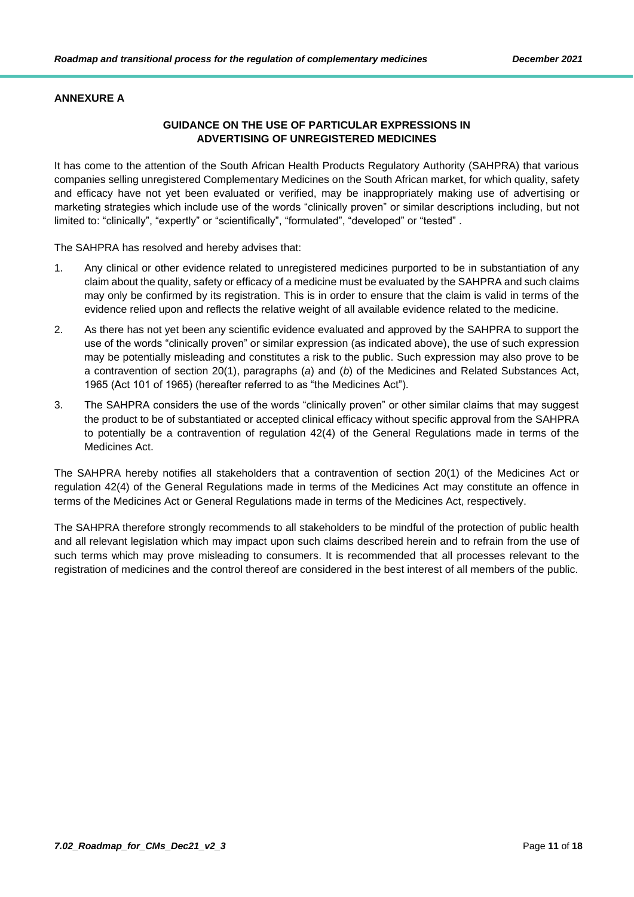**ANNEXURE A**

## GUIDANCE ON THE USE OF PARTICULAR EXPRESSIONS IN ADVERTISING OF UNREGISTERED MEDICINES

It has come to the attention of the South African Health Products Regulatory Authority (SAHPRA) that various companies selling unregistered Complementary Medicines on the South African market, for which quality, safety and efficacy have not yet been evaluated or verified, may be inappropriately making use of advertising or marketing strategies which include use of the words "clinically proven" or similar descriptions including, but not limited to: "clinically", "expertly" or "scientifically", "formulated", "developed" or "tested" .

The SAHPRA has resolved and hereby advises that:

1. Any clinical or other evidence related to unregistered medicines purported to be in substantiation of any claim about the quality, safety or efficacy of a medicine must be evaluated by the SAHPRA and such claims may only be confirmed by its registration. This is in order to ensure that the claim is valid in terms of the evidence relied upon and reflects the relative weight of all available evidence related to the medicine.
2. As there has not yet been any scientific evidence evaluated and approved by the SAHPRA to support the use of the words "clinically proven" or similar expression (as indicated above), the use of such expression may be potentially misleading and constitutes a risk to the public. Such expression may also prove to be a contravention of section 20(1), paragraphs (*a*) and (*b*) of the Medicines and Related Substances Act, 1965 (Act 101 of 1965) (hereafter referred to as "the Medicines Act").
3. The SAHPRA considers the use of the words "clinically proven" or other similar claims that may suggest the product to be of substantiated or accepted clinical efficacy without specific approval from the SAHPRA to potentially be a contravention of regulation 42(4) of the General Regulations made in terms of the Medicines Act.

The SAHPRA hereby notifies all stakeholders that a contravention of section 20(1) of the Medicines Act or regulation 42(4) of the General Regulations made in terms of the Medicines Act may constitute an offence in terms of the Medicines Act or General Regulations made in terms of the Medicines Act, respectively.

The SAHPRA therefore strongly recommends to all stakeholders to be mindful of the protection of public health and all relevant legislation which may impact upon such claims described herein and to refrain from the use of such terms which may prove misleading to consumers. It is recommended that all processes relevant to the registration of medicines and the control thereof are considered in the best interest of all members of the public.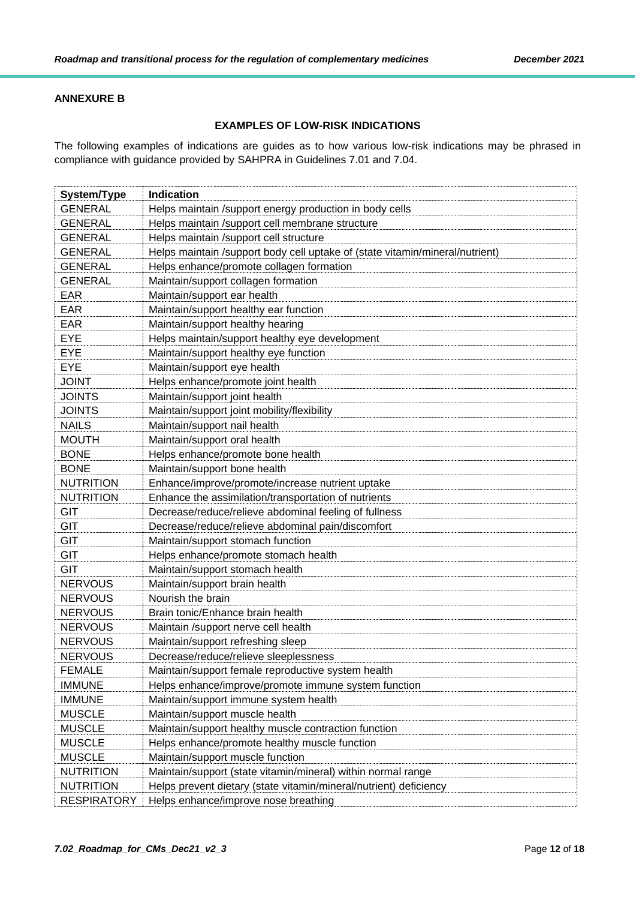**ANNEXURE B**

**EXAMPLES OF LOW-RISK INDICATIONS**

The following examples of indications are guides as to how various low-risk indications may be phrased in compliance with guidance provided by SAHPRA in Guidelines 7.01 and 7.04.

| System/Type | Indication |
|---|---|
| GENERAL | Helps maintain /support energy production in body cells |
| GENERAL | Helps maintain /support cell membrane structure |
| GENERAL | Helps maintain /support cell structure |
| GENERAL | Helps maintain /support body cell uptake of (state vitamin/mineral/nutrient) |
| GENERAL | Helps enhance/promote collagen formation |
| GENERAL | Maintain/support collagen formation |
| EAR | Maintain/support ear health |
| EAR | Maintain/support healthy ear function |
| EAR | Maintain/support healthy hearing |
| EYE | Helps maintain/support healthy eye development |
| EYE | Maintain/support healthy eye function |
| EYE | Maintain/support eye health |
| JOINT | Helps enhance/promote joint health |
| JOINTS | Maintain/support joint health |
| JOINTS | Maintain/support joint mobility/flexibility |
| NAILS | Maintain/support nail health |
| MOUTH | Maintain/support oral health |
| BONE | Helps enhance/promote bone health |
| BONE | Maintain/support bone health |
| NUTRITION | Enhance/improve/promote/increase nutrient uptake |
| NUTRITION | Enhance the assimilation/transportation of nutrients |
| GIT | Decrease/reduce/relieve abdominal feeling of fullness |
| GIT | Decrease/reduce/relieve abdominal pain/discomfort |
| GIT | Maintain/support stomach function |
| GIT | Helps enhance/promote stomach health |
| GIT | Maintain/support stomach health |
| NERVOUS | Maintain/support brain health |
| NERVOUS | Nourish the brain |
| NERVOUS | Brain tonic/Enhance brain health |
| NERVOUS | Maintain /support nerve cell health |
| NERVOUS | Maintain/support refreshing sleep |
| NERVOUS | Decrease/reduce/relieve sleeplessness |
| FEMALE | Maintain/support female reproductive system health |
| IMMUNE | Helps enhance/improve/promote immune system function |
| IMMUNE | Maintain/support immune system health |
| MUSCLE | Maintain/support muscle health |
| MUSCLE | Maintain/support healthy muscle contraction function |
| MUSCLE | Helps enhance/promote healthy muscle function |
| MUSCLE | Maintain/support muscle function |
| NUTRITION | Maintain/support (state vitamin/mineral) within normal range |
| NUTRITION | Helps prevent dietary (state vitamin/mineral/nutrient) deficiency |
| RESPIRATORY | Helps enhance/improve nose breathing |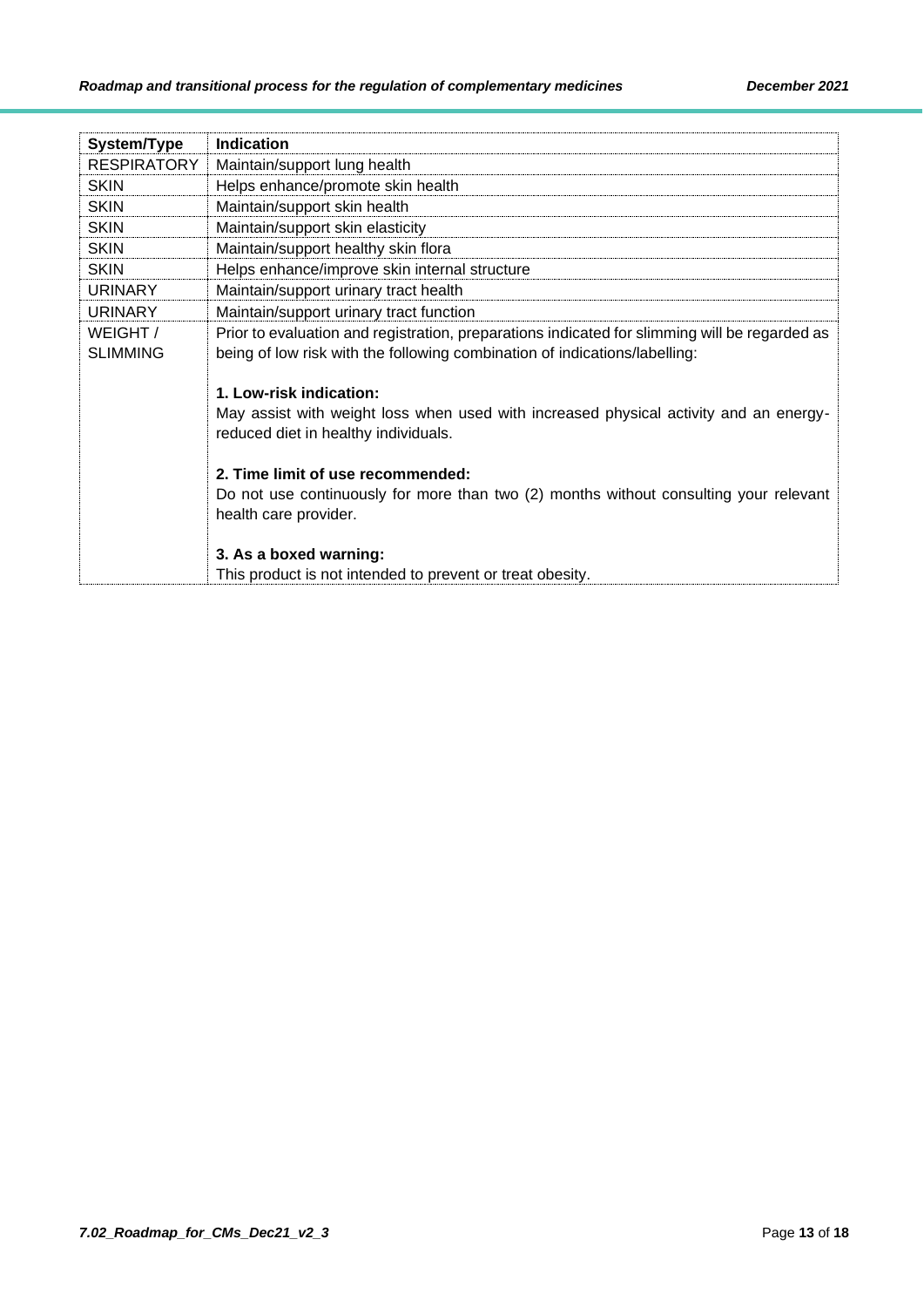| System/Type | Indication |
| --- | --- |
| RESPIRATORY | Maintain/support lung health |
| SKIN | Helps enhance/promote skin health |
| SKIN | Maintain/support skin health |
| SKIN | Maintain/support skin elasticity |
| SKIN | Maintain/support healthy skin flora |
| SKIN | Helps enhance/improve skin internal structure |
| URINARY | Maintain/support urinary tract health |
| URINARY | Maintain/support urinary tract function |
| WEIGHT / SLIMMING | Prior to evaluation and registration, preparations indicated for slimming will be regarded as being of low risk with the following combination of indications/labelling:<br><br>**1. Low-risk indication:**<br>May assist with weight loss when used with increased physical activity and an energy-reduced diet in healthy individuals.<br><br>**2. Time limit of use recommended:**<br>Do not use continuously for more than two (2) months without consulting your relevant health care provider.<br><br>**3. As a boxed warning:**<br>This product is not intended to prevent or treat obesity. |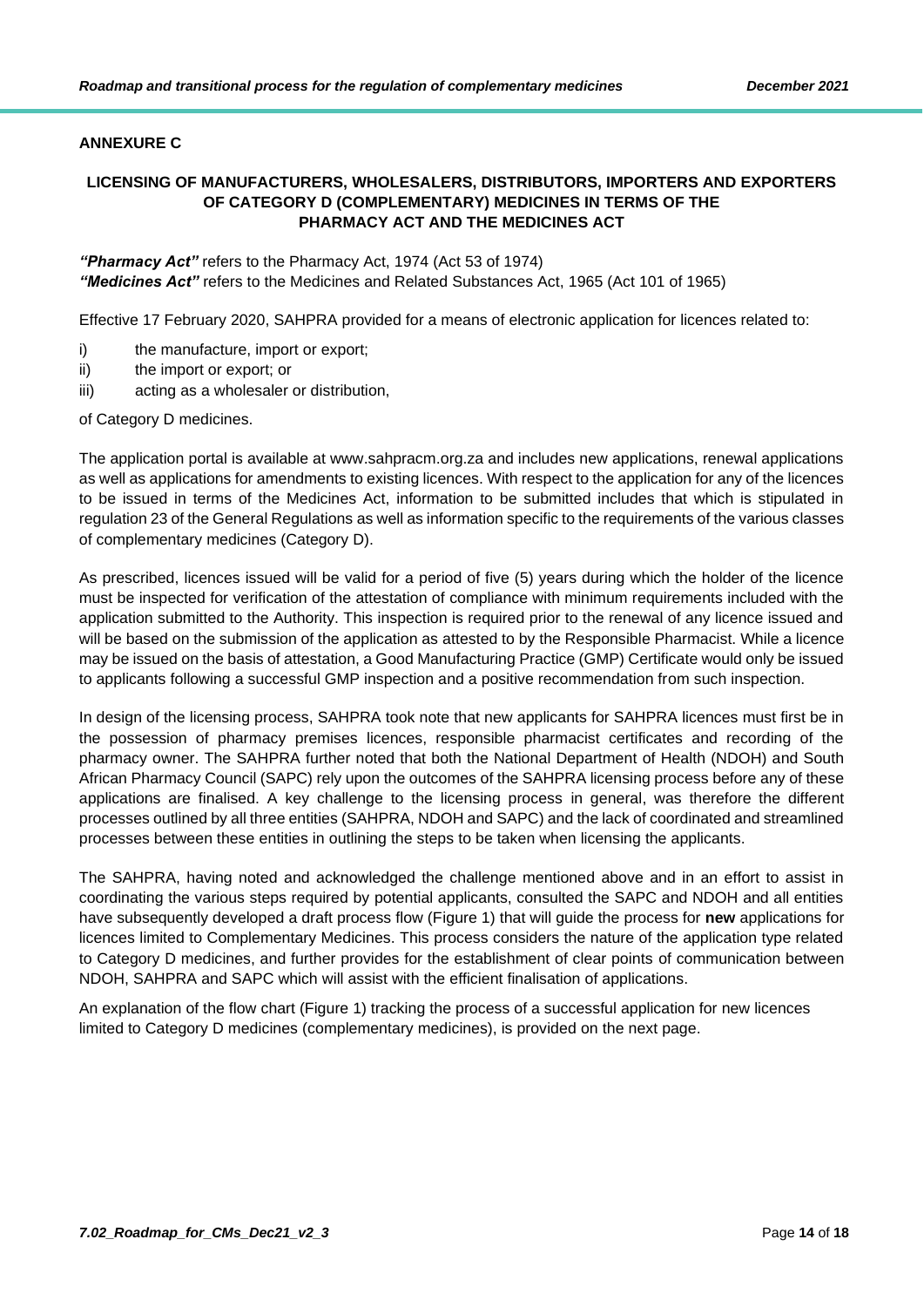## ANNEXURE C

### LICENSING OF MANUFACTURERS, WHOLESALERS, DISTRIBUTORS, IMPORTERS AND EXPORTERS OF CATEGORY D (COMPLEMENTARY) MEDICINES IN TERMS OF THE PHARMACY ACT AND THE MEDICINES ACT

***"Pharmacy Act"*** refers to the Pharmacy Act, 1974 (Act 53 of 1974)
***"Medicines Act"*** refers to the Medicines and Related Substances Act, 1965 (Act 101 of 1965)

Effective 17 February 2020, SAHPRA provided for a means of electronic application for licences related to:

i) the manufacture, import or export;
ii) the import or export; or
iii) acting as a wholesaler or distribution,

of Category D medicines.

The application portal is available at www.sahpracm.org.za and includes new applications, renewal applications as well as applications for amendments to existing licences. With respect to the application for any of the licences to be issued in terms of the Medicines Act, information to be submitted includes that which is stipulated in regulation 23 of the General Regulations as well as information specific to the requirements of the various classes of complementary medicines (Category D).

As prescribed, licences issued will be valid for a period of five (5) years during which the holder of the licence must be inspected for verification of the attestation of compliance with minimum requirements included with the application submitted to the Authority. This inspection is required prior to the renewal of any licence issued and will be based on the submission of the application as attested to by the Responsible Pharmacist. While a licence may be issued on the basis of attestation, a Good Manufacturing Practice (GMP) Certificate would only be issued to applicants following a successful GMP inspection and a positive recommendation from such inspection.

In design of the licensing process, SAHPRA took note that new applicants for SAHPRA licences must first be in the possession of pharmacy premises licences, responsible pharmacist certificates and recording of the pharmacy owner. The SAHPRA further noted that both the National Department of Health (NDOH) and South African Pharmacy Council (SAPC) rely upon the outcomes of the SAHPRA licensing process before any of these applications are finalised. A key challenge to the licensing process in general, was therefore the different processes outlined by all three entities (SAHPRA, NDOH and SAPC) and the lack of coordinated and streamlined processes between these entities in outlining the steps to be taken when licensing the applicants.

The SAHPRA, having noted and acknowledged the challenge mentioned above and in an effort to assist in coordinating the various steps required by potential applicants, consulted the SAPC and NDOH and all entities have subsequently developed a draft process flow (Figure 1) that will guide the process for **new** applications for licences limited to Complementary Medicines. This process considers the nature of the application type related to Category D medicines, and further provides for the establishment of clear points of communication between NDOH, SAHPRA and SAPC which will assist with the efficient finalisation of applications.

An explanation of the flow chart (Figure 1) tracking the process of a successful application for new licences limited to Category D medicines (complementary medicines), is provided on the next page.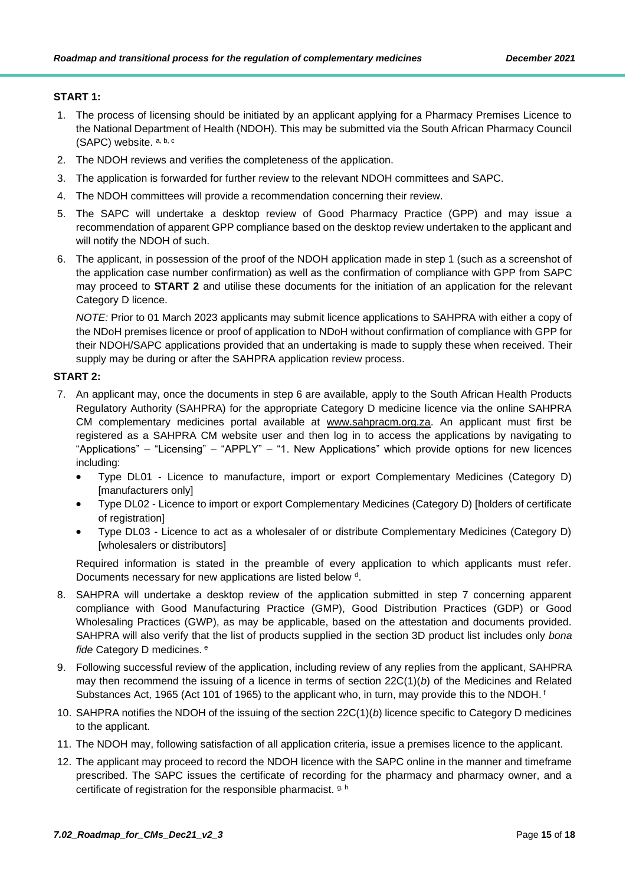**START 1:**

1. The process of licensing should be initiated by an applicant applying for a Pharmacy Premises Licence to the National Department of Health (NDOH). This may be submitted via the South African Pharmacy Council (SAPC) website. [a, b, c]
2. The NDOH reviews and verifies the completeness of the application.
3. The application is forwarded for further review to the relevant NDOH committees and SAPC.
4. The NDOH committees will provide a recommendation concerning their review.
5. The SAPC will undertake a desktop review of Good Pharmacy Practice (GPP) and may issue a recommendation of apparent GPP compliance based on the desktop review undertaken to the applicant and will notify the NDOH of such.
6. The applicant, in possession of the proof of the NDOH application made in step 1 (such as a screenshot of the application case number confirmation) as well as the confirmation of compliance with GPP from SAPC may proceed to **START 2** and utilise these documents for the initiation of an application for the relevant Category D licence.

   *NOTE:* Prior to 01 March 2023 applicants may submit licence applications to SAHPRA with either a copy of the NDoH premises licence or proof of application to NDoH without confirmation of compliance with GPP for their NDOH/SAPC applications provided that an undertaking is made to supply these when received. Their supply may be during or after the SAHPRA application review process.

**START 2:**

7. An applicant may, once the documents in step 6 are available, apply to the South African Health Products Regulatory Authority (SAHPRA) for the appropriate Category D medicine licence via the online SAHPRA CM complementary medicines portal available at www.sahpracm.org.za. An applicant must first be registered as a SAHPRA CM website user and then log in to access the applications by navigating to "Applications" – "Licensing" – "APPLY" – "1. New Applications" which provide options for new licences including:
   - Type DL01 - Licence to manufacture, import or export Complementary Medicines (Category D) [manufacturers only]
   - Type DL02 - Licence to import or export Complementary Medicines (Category D) [holders of certificate of registration]
   - Type DL03 - Licence to act as a wholesaler of or distribute Complementary Medicines (Category D) [wholesalers or distributors]

   Required information is stated in the preamble of every application to which applicants must refer. Documents necessary for new applications are listed below [d].
8. SAHPRA will undertake a desktop review of the application submitted in step 7 concerning apparent compliance with Good Manufacturing Practice (GMP), Good Distribution Practices (GDP) or Good Wholesaling Practices (GWP), as may be applicable, based on the attestation and documents provided. SAHPRA will also verify that the list of products supplied in the section 3D product list includes only *bona fide* Category D medicines. [e]
9. Following successful review of the application, including review of any replies from the applicant, SAHPRA may then recommend the issuing of a licence in terms of section 22C(1)(*b*) of the Medicines and Related Substances Act, 1965 (Act 101 of 1965) to the applicant who, in turn, may provide this to the NDOH. [f]
10. SAHPRA notifies the NDOH of the issuing of the section 22C(1)(*b*) licence specific to Category D medicines to the applicant.
11. The NDOH may, following satisfaction of all application criteria, issue a premises licence to the applicant.
12. The applicant may proceed to record the NDOH licence with the SAPC online in the manner and timeframe prescribed. The SAPC issues the certificate of recording for the pharmacy and pharmacy owner, and a certificate of registration for the responsible pharmacist. [g, h]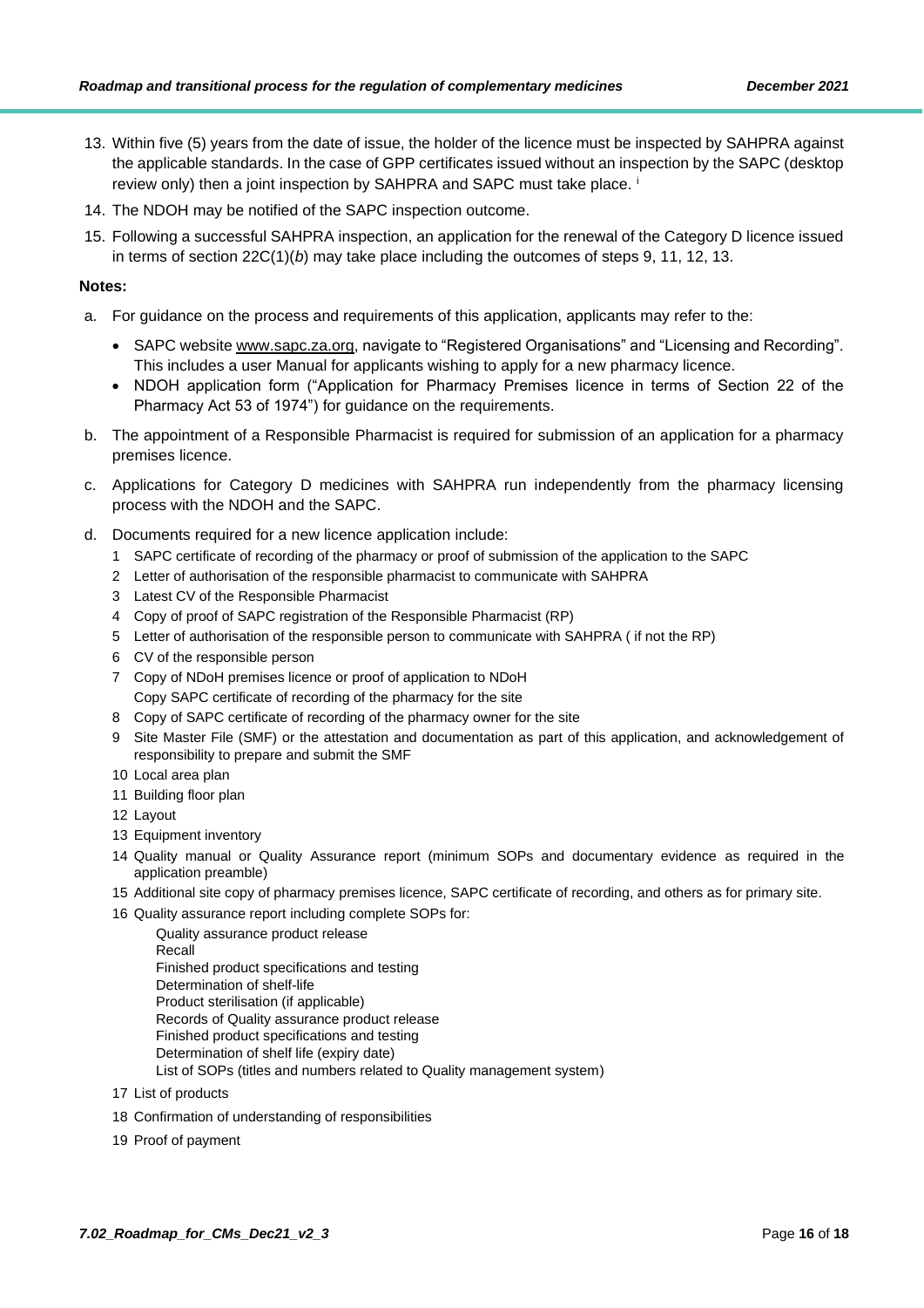13. Within five (5) years from the date of issue, the holder of the licence must be inspected by SAHPRA against the applicable standards. In the case of GPP certificates issued without an inspection by the SAPC (desktop review only) then a joint inspection by SAHPRA and SAPC must take place. [i]
14. The NDOH may be notified of the SAPC inspection outcome.
15. Following a successful SAHPRA inspection, an application for the renewal of the Category D licence issued in terms of section 22C(1)(*b*) may take place including the outcomes of steps 9, 11, 12, 13.

**Notes:**

a. For guidance on the process and requirements of this application, applicants may refer to the:
   - SAPC website www.sapc.za.org, navigate to "Registered Organisations" and "Licensing and Recording". This includes a user Manual for applicants wishing to apply for a new pharmacy licence.
   - NDOH application form ("Application for Pharmacy Premises licence in terms of Section 22 of the Pharmacy Act 53 of 1974") for guidance on the requirements.

b. The appointment of a Responsible Pharmacist is required for submission of an application for a pharmacy premises licence.

c. Applications for Category D medicines with SAHPRA run independently from the pharmacy licensing process with the NDOH and the SAPC.

d. Documents required for a new licence application include:
   1. SAPC certificate of recording of the pharmacy or proof of submission of the application to the SAPC
   2. Letter of authorisation of the responsible pharmacist to communicate with SAHPRA
   3. Latest CV of the Responsible Pharmacist
   4. Copy of proof of SAPC registration of the Responsible Pharmacist (RP)
   5. Letter of authorisation of the responsible person to communicate with SAHPRA ( if not the RP)
   6. CV of the responsible person
   7. Copy of NDoH premises licence or proof of application to NDoH
      Copy SAPC certificate of recording of the pharmacy for the site
   8. Copy of SAPC certificate of recording of the pharmacy owner for the site
   9. Site Master File (SMF) or the attestation and documentation as part of this application, and acknowledgement of responsibility to prepare and submit the SMF
   10. Local area plan
   11. Building floor plan
   12. Layout
   13. Equipment inventory
   14. Quality manual or Quality Assurance report (minimum SOPs and documentary evidence as required in the application preamble)
   15. Additional site copy of pharmacy premises licence, SAPC certificate of recording, and others as for primary site.
   16. Quality assurance report including complete SOPs for:
       Quality assurance product release
       Recall
       Finished product specifications and testing
       Determination of shelf-life
       Product sterilisation (if applicable)
       Records of Quality assurance product release
       Finished product specifications and testing
       Determination of shelf life (expiry date)
       List of SOPs (titles and numbers related to Quality management system)
   17. List of products
   18. Confirmation of understanding of responsibilities
   19. Proof of payment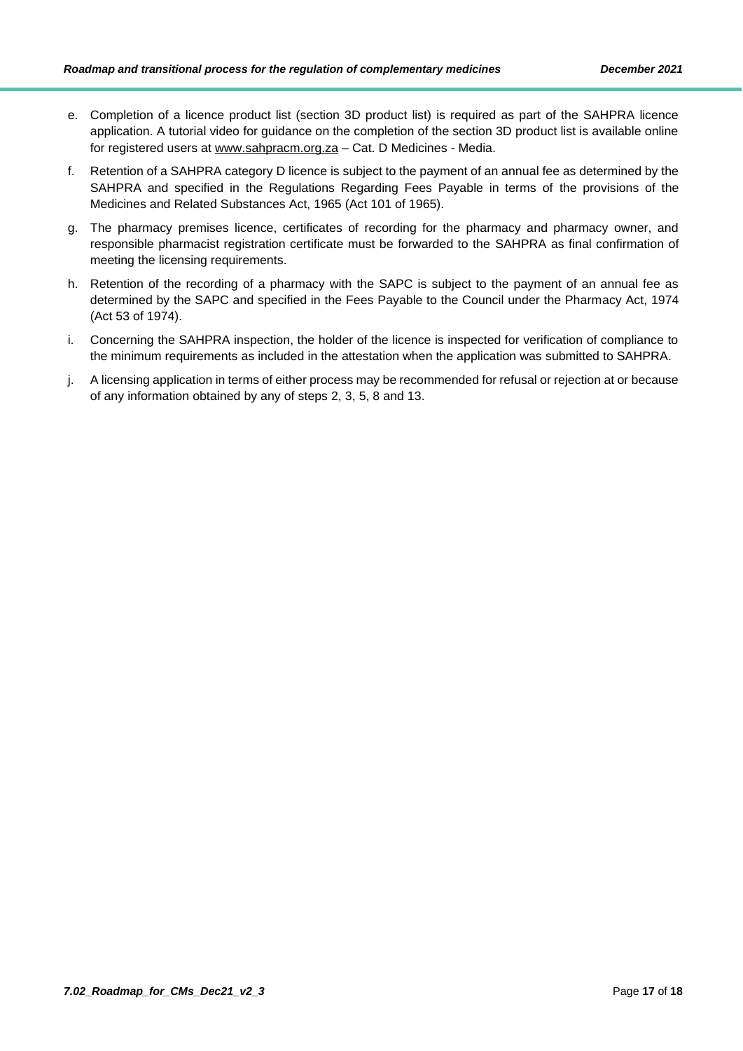e. Completion of a licence product list (section 3D product list) is required as part of the SAHPRA licence application. A tutorial video for guidance on the completion of the section 3D product list is available online for registered users at www.sahpracm.org.za – Cat. D Medicines - Media.

f. Retention of a SAHPRA category D licence is subject to the payment of an annual fee as determined by the SAHPRA and specified in the Regulations Regarding Fees Payable in terms of the provisions of the Medicines and Related Substances Act, 1965 (Act 101 of 1965).

g. The pharmacy premises licence, certificates of recording for the pharmacy and pharmacy owner, and responsible pharmacist registration certificate must be forwarded to the SAHPRA as final confirmation of meeting the licensing requirements.

h. Retention of the recording of a pharmacy with the SAPC is subject to the payment of an annual fee as determined by the SAPC and specified in the Fees Payable to the Council under the Pharmacy Act, 1974 (Act 53 of 1974).

i. Concerning the SAHPRA inspection, the holder of the licence is inspected for verification of compliance to the minimum requirements as included in the attestation when the application was submitted to SAHPRA.

j. A licensing application in terms of either process may be recommended for refusal or rejection at or because of any information obtained by any of steps 2, 3, 5, 8 and 13.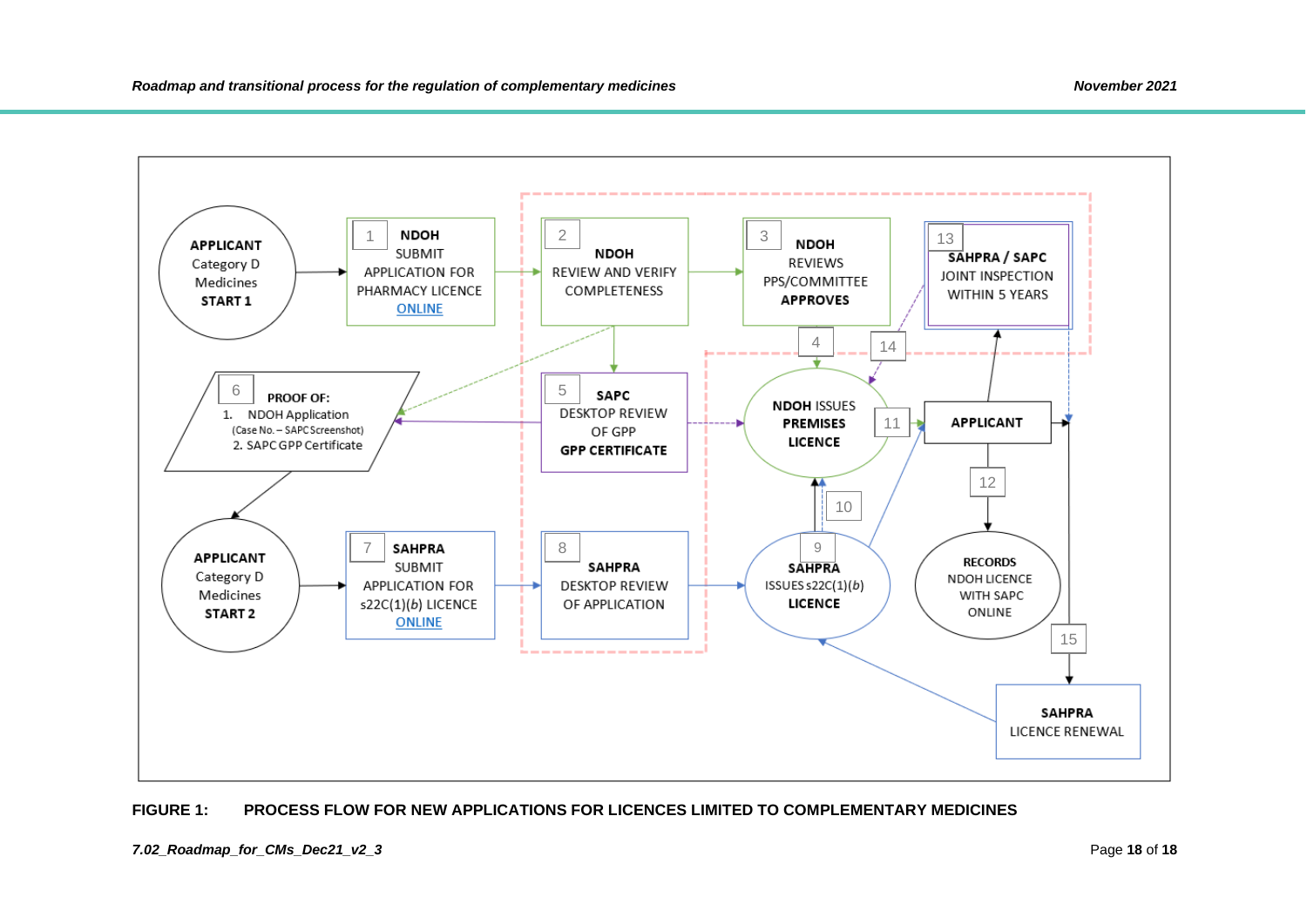APPLICANT
Category D
Medicines
START 1

1
NDOH
SUBMIT
APPLICATION FOR
PHARMACY LICENCE
ONLINE

2
NDOH
REVIEW AND VERIFY
COMPLETENESS

3
NDOH
REVIEWS
PPS/COMMITTEE
APPROVES

13
SAHPRA / SAPC
JOINT INSPECTION
WITHIN 5 YEARS

4

14

6
PROOF OF:
1. NDOH Application
(Case No. – SAPC Screenshot)
2. SAPC GPP Certificate

5
SAPC
DESKTOP REVIEW
OF GPP
GPP CERTIFICATE

NDOH ISSUES
PREMISES
LICENCE

11

APPLICANT

12

10

APPLICANT
Category D
Medicines
START 2

7
SAHPRA
SUBMIT
APPLICATION FOR
s22C(1)(b) LICENCE
ONLINE

8
SAHPRA
DESKTOP REVIEW
OF APPLICATION

9
SAHPRA
ISSUES s22C(1)(b)
LICENCE

RECORDS
NDOH LICENCE
WITH SAPC
ONLINE

15

SAHPRA
LICENCE RENEWAL

**FIGURE 1: PROCESS FLOW FOR NEW APPLICATIONS FOR LICENCES LIMITED TO COMPLEMENTARY MEDICINES**